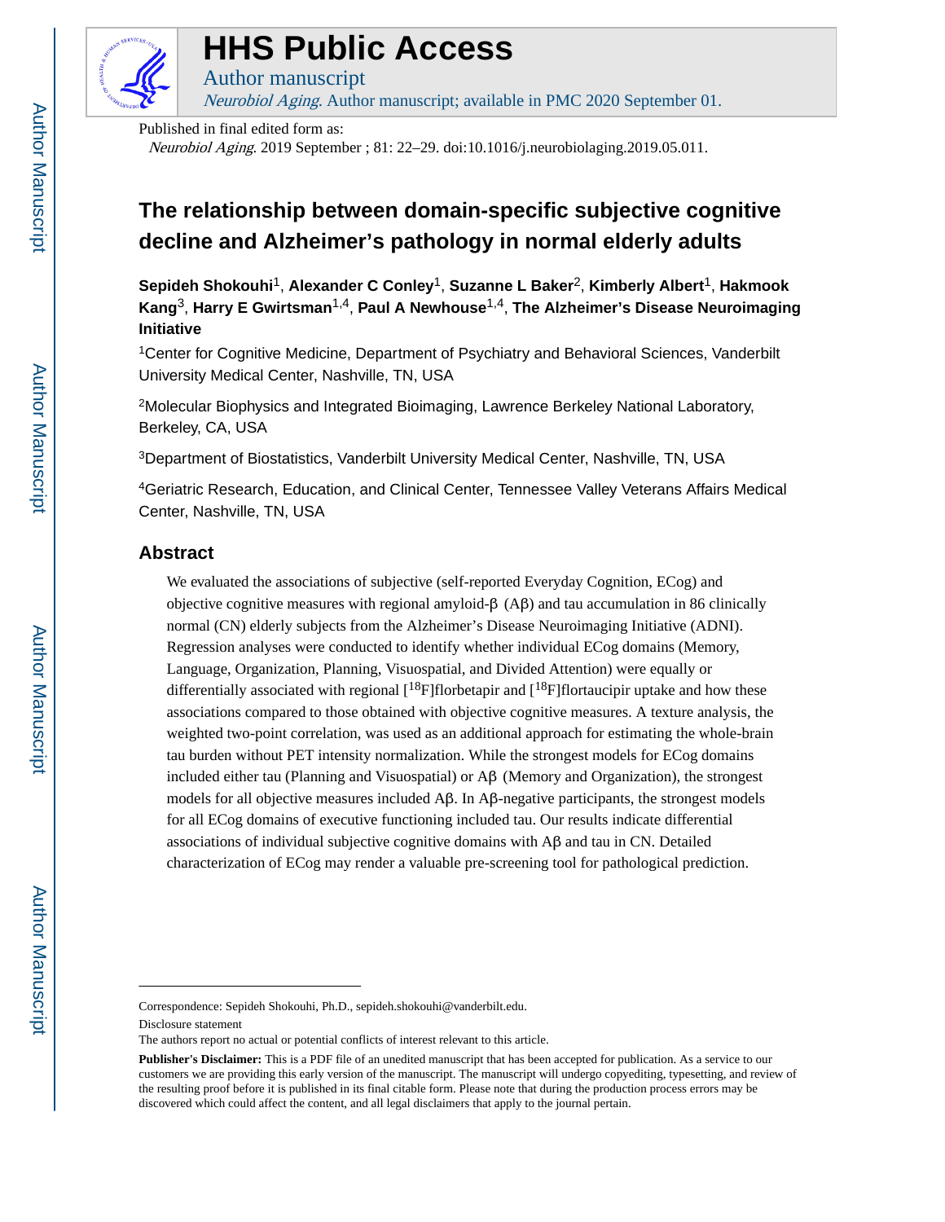# HHS Public Access

Author manuscript

*Neurobiol Aging*. Author manuscript; available in PMC 2020 September 01.

Published in final edited form as:

*Neurobiol Aging*. 2019 September ; 81: 22–29. doi:10.1016/j.neurobiolaging.2019.05.011.

# The relationship between domain-specific subjective cognitive decline and Alzheimer's pathology in normal elderly adults

**Sepideh Shokouhi**[1], **Alexander C Conley**[1], **Suzanne L Baker**[2], **Kimberly Albert**[1], **Hakmook Kang**[3], **Harry E Gwirtsman**[1,4], **Paul A Newhouse**[1,4], **The Alzheimer's Disease Neuroimaging Initiative**

[1]Center for Cognitive Medicine, Department of Psychiatry and Behavioral Sciences, Vanderbilt University Medical Center, Nashville, TN, USA

[2]Molecular Biophysics and Integrated Bioimaging, Lawrence Berkeley National Laboratory, Berkeley, CA, USA

[3]Department of Biostatistics, Vanderbilt University Medical Center, Nashville, TN, USA

[4]Geriatric Research, Education, and Clinical Center, Tennessee Valley Veterans Affairs Medical Center, Nashville, TN, USA

## Abstract

We evaluated the associations of subjective (self-reported Everyday Cognition, ECog) and objective cognitive measures with regional amyloid-β (Aβ) and tau accumulation in 86 clinically normal (CN) elderly subjects from the Alzheimer's Disease Neuroimaging Initiative (ADNI). Regression analyses were conducted to identify whether individual ECog domains (Memory, Language, Organization, Planning, Visuospatial, and Divided Attention) were equally or differentially associated with regional [$^{18}$F]florbetapir and [$^{18}$F]flortaucipir uptake and how these associations compared to those obtained with objective cognitive measures. A texture analysis, the weighted two-point correlation, was used as an additional approach for estimating the whole-brain tau burden without PET intensity normalization. While the strongest models for ECog domains included either tau (Planning and Visuospatial) or Aβ (Memory and Organization), the strongest models for all objective measures included Aβ. In Aβ-negative participants, the strongest models for all ECog domains of executive functioning included tau. Our results indicate differential associations of individual subjective cognitive domains with Aβ and tau in CN. Detailed characterization of ECog may render a valuable pre-screening tool for pathological prediction.

Correspondence: Sepideh Shokouhi, Ph.D., sepideh.shokouhi@vanderbilt.edu.

Disclosure statement

The authors report no actual or potential conflicts of interest relevant to this article.

**Publisher's Disclaimer:** This is a PDF file of an unedited manuscript that has been accepted for publication. As a service to our customers we are providing this early version of the manuscript. The manuscript will undergo copyediting, typesetting, and review of the resulting proof before it is published in its final citable form. Please note that during the production process errors may be discovered which could affect the content, and all legal disclaimers that apply to the journal pertain.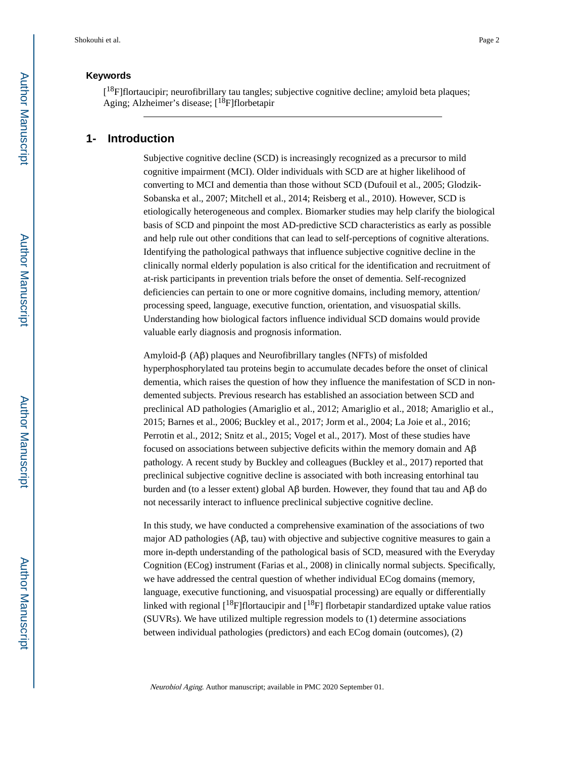### Keywords

[$^{18}$F]flortaucipir; neurofibrillary tau tangles; subjective cognitive decline; amyloid beta plaques; Aging; Alzheimer's disease; [$^{18}$F]florbetapir

## 1- Introduction

Subjective cognitive decline (SCD) is increasingly recognized as a precursor to mild cognitive impairment (MCI). Older individuals with SCD are at higher likelihood of converting to MCI and dementia than those without SCD (Dufouil et al., 2005; Glodzik-Sobanska et al., 2007; Mitchell et al., 2014; Reisberg et al., 2010). However, SCD is etiologically heterogeneous and complex. Biomarker studies may help clarify the biological basis of SCD and pinpoint the most AD-predictive SCD characteristics as early as possible and help rule out other conditions that can lead to self-perceptions of cognitive alterations. Identifying the pathological pathways that influence subjective cognitive decline in the clinically normal elderly population is also critical for the identification and recruitment of at-risk participants in prevention trials before the onset of dementia. Self-recognized deficiencies can pertain to one or more cognitive domains, including memory, attention/processing speed, language, executive function, orientation, and visuospatial skills. Understanding how biological factors influence individual SCD domains would provide valuable early diagnosis and prognosis information.

Amyloid-β (Aβ) plaques and Neurofibrillary tangles (NFTs) of misfolded hyperphosphorylated tau proteins begin to accumulate decades before the onset of clinical dementia, which raises the question of how they influence the manifestation of SCD in non-demented subjects. Previous research has established an association between SCD and preclinical AD pathologies (Amariglio et al., 2012; Amariglio et al., 2018; Amariglio et al., 2015; Barnes et al., 2006; Buckley et al., 2017; Jorm et al., 2004; La Joie et al., 2016; Perrotin et al., 2012; Snitz et al., 2015; Vogel et al., 2017). Most of these studies have focused on associations between subjective deficits within the memory domain and Aβ pathology. A recent study by Buckley and colleagues (Buckley et al., 2017) reported that preclinical subjective cognitive decline is associated with both increasing entorhinal tau burden and (to a lesser extent) global Aβ burden. However, they found that tau and Aβ do not necessarily interact to influence preclinical subjective cognitive decline.

In this study, we have conducted a comprehensive examination of the associations of two major AD pathologies (Aβ, tau) with objective and subjective cognitive measures to gain a more in-depth understanding of the pathological basis of SCD, measured with the Everyday Cognition (ECog) instrument (Farias et al., 2008) in clinically normal subjects. Specifically, we have addressed the central question of whether individual ECog domains (memory, language, executive functioning, and visuospatial processing) are equally or differentially linked with regional [$^{18}$F]flortaucipir and [$^{18}$F] florbetapir standardized uptake value ratios (SUVRs). We have utilized multiple regression models to (1) determine associations between individual pathologies (predictors) and each ECog domain (outcomes), (2)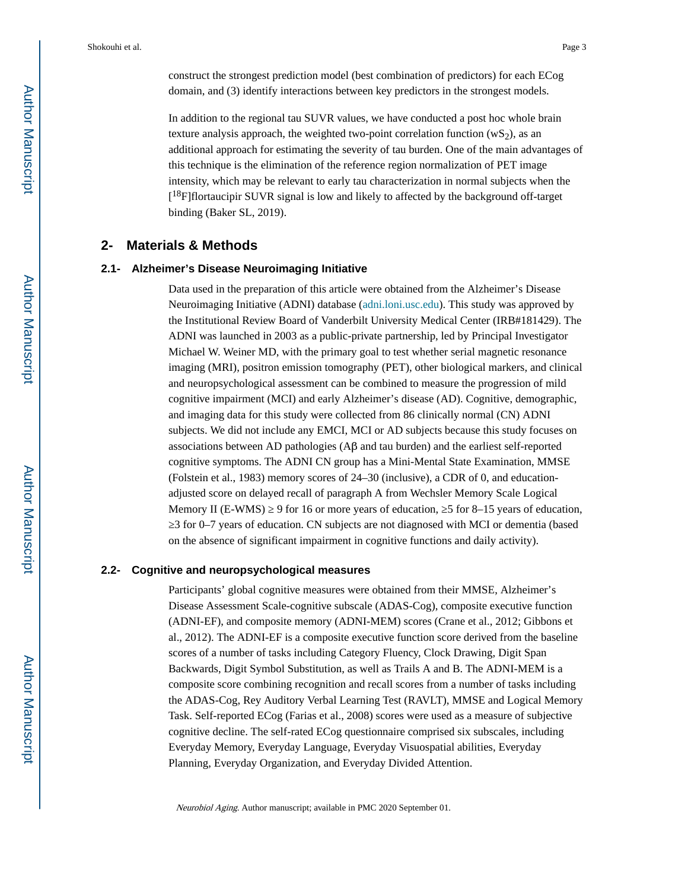construct the strongest prediction model (best combination of predictors) for each ECog domain, and (3) identify interactions between key predictors in the strongest models.

In addition to the regional tau SUVR values, we have conducted a post hoc whole brain texture analysis approach, the weighted two-point correlation function ($wS_2$), as an additional approach for estimating the severity of tau burden. One of the main advantages of this technique is the elimination of the reference region normalization of PET image intensity, which may be relevant to early tau characterization in normal subjects when the [$^{18}$F]flortaucipir SUVR signal is low and likely to affected by the background off-target binding (Baker SL, 2019).

## 2- Materials & Methods

### 2.1- Alzheimer's Disease Neuroimaging Initiative

Data used in the preparation of this article were obtained from the Alzheimer's Disease Neuroimaging Initiative (ADNI) database (adni.loni.usc.edu). This study was approved by the Institutional Review Board of Vanderbilt University Medical Center (IRB#181429). The ADNI was launched in 2003 as a public-private partnership, led by Principal Investigator Michael W. Weiner MD, with the primary goal to test whether serial magnetic resonance imaging (MRI), positron emission tomography (PET), other biological markers, and clinical and neuropsychological assessment can be combined to measure the progression of mild cognitive impairment (MCI) and early Alzheimer's disease (AD). Cognitive, demographic, and imaging data for this study were collected from 86 clinically normal (CN) ADNI subjects. We did not include any EMCI, MCI or AD subjects because this study focuses on associations between AD pathologies (Aβ and tau burden) and the earliest self-reported cognitive symptoms. The ADNI CN group has a Mini-Mental State Examination, MMSE (Folstein et al., 1983) memory scores of 24–30 (inclusive), a CDR of 0, and education-adjusted score on delayed recall of paragraph A from Wechsler Memory Scale Logical Memory II (E-WMS) ≥ 9 for 16 or more years of education, ≥5 for 8–15 years of education, ≥3 for 0–7 years of education. CN subjects are not diagnosed with MCI or dementia (based on the absence of significant impairment in cognitive functions and daily activity).

### 2.2- Cognitive and neuropsychological measures

Participants' global cognitive measures were obtained from their MMSE, Alzheimer's Disease Assessment Scale-cognitive subscale (ADAS-Cog), composite executive function (ADNI-EF), and composite memory (ADNI-MEM) scores (Crane et al., 2012; Gibbons et al., 2012). The ADNI-EF is a composite executive function score derived from the baseline scores of a number of tasks including Category Fluency, Clock Drawing, Digit Span Backwards, Digit Symbol Substitution, as well as Trails A and B. The ADNI-MEM is a composite score combining recognition and recall scores from a number of tasks including the ADAS-Cog, Rey Auditory Verbal Learning Test (RAVLT), MMSE and Logical Memory Task. Self-reported ECog (Farias et al., 2008) scores were used as a measure of subjective cognitive decline. The self-rated ECog questionnaire comprised six subscales, including Everyday Memory, Everyday Language, Everyday Visuospatial abilities, Everyday Planning, Everyday Organization, and Everyday Divided Attention.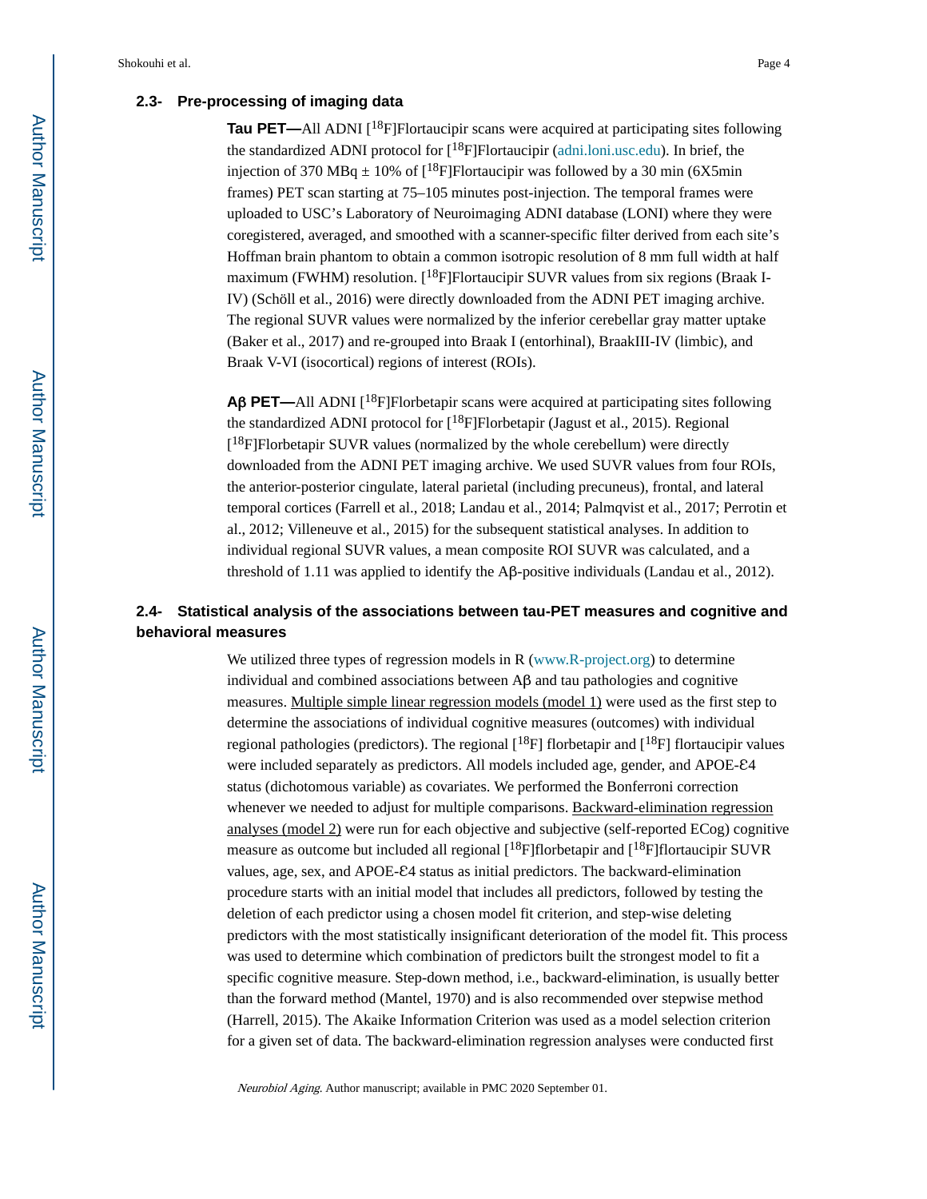### 2.3- Pre-processing of imaging data

**Tau PET—**All ADNI [$^{18}$F]Flortaucipir scans were acquired at participating sites following the standardized ADNI protocol for [$^{18}$F]Flortaucipir (adni.loni.usc.edu). In brief, the injection of 370 MBq ± 10% of [$^{18}$F]Flortaucipir was followed by a 30 min (6X5min frames) PET scan starting at 75–105 minutes post-injection. The temporal frames were uploaded to USC's Laboratory of Neuroimaging ADNI database (LONI) where they were coregistered, averaged, and smoothed with a scanner-specific filter derived from each site's Hoffman brain phantom to obtain a common isotropic resolution of 8 mm full width at half maximum (FWHM) resolution. [$^{18}$F]Flortaucipir SUVR values from six regions (Braak I-IV) (Schöll et al., 2016) were directly downloaded from the ADNI PET imaging archive. The regional SUVR values were normalized by the inferior cerebellar gray matter uptake (Baker et al., 2017) and re-grouped into Braak I (entorhinal), BraakIII-IV (limbic), and Braak V-VI (isocortical) regions of interest (ROIs).

**Aβ PET—**All ADNI [$^{18}$F]Florbetapir scans were acquired at participating sites following the standardized ADNI protocol for [$^{18}$F]Florbetapir (Jagust et al., 2015). Regional [$^{18}$F]Florbetapir SUVR values (normalized by the whole cerebellum) were directly downloaded from the ADNI PET imaging archive. We used SUVR values from four ROIs, the anterior-posterior cingulate, lateral parietal (including precuneus), frontal, and lateral temporal cortices (Farrell et al., 2018; Landau et al., 2014; Palmqvist et al., 2017; Perrotin et al., 2012; Villeneuve et al., 2015) for the subsequent statistical analyses. In addition to individual regional SUVR values, a mean composite ROI SUVR was calculated, and a threshold of 1.11 was applied to identify the Aβ-positive individuals (Landau et al., 2012).

### 2.4- Statistical analysis of the associations between tau-PET measures and cognitive and behavioral measures

We utilized three types of regression models in R (www.R-project.org) to determine individual and combined associations between Aβ and tau pathologies and cognitive measures. Multiple simple linear regression models (model 1) were used as the first step to determine the associations of individual cognitive measures (outcomes) with individual regional pathologies (predictors). The regional [$^{18}$F] florbetapir and [$^{18}$F] flortaucipir values were included separately as predictors. All models included age, gender, and APOE-Ɛ4 status (dichotomous variable) as covariates. We performed the Bonferroni correction whenever we needed to adjust for multiple comparisons. Backward-elimination regression analyses (model 2) were run for each objective and subjective (self-reported ECog) cognitive measure as outcome but included all regional [$^{18}$F]florbetapir and [$^{18}$F]flortaucipir SUVR values, age, sex, and APOE-Ɛ4 status as initial predictors. The backward-elimination procedure starts with an initial model that includes all predictors, followed by testing the deletion of each predictor using a chosen model fit criterion, and step-wise deleting predictors with the most statistically insignificant deterioration of the model fit. This process was used to determine which combination of predictors built the strongest model to fit a specific cognitive measure. Step-down method, i.e., backward-elimination, is usually better than the forward method (Mantel, 1970) and is also recommended over stepwise method (Harrell, 2015). The Akaike Information Criterion was used as a model selection criterion for a given set of data. The backward-elimination regression analyses were conducted first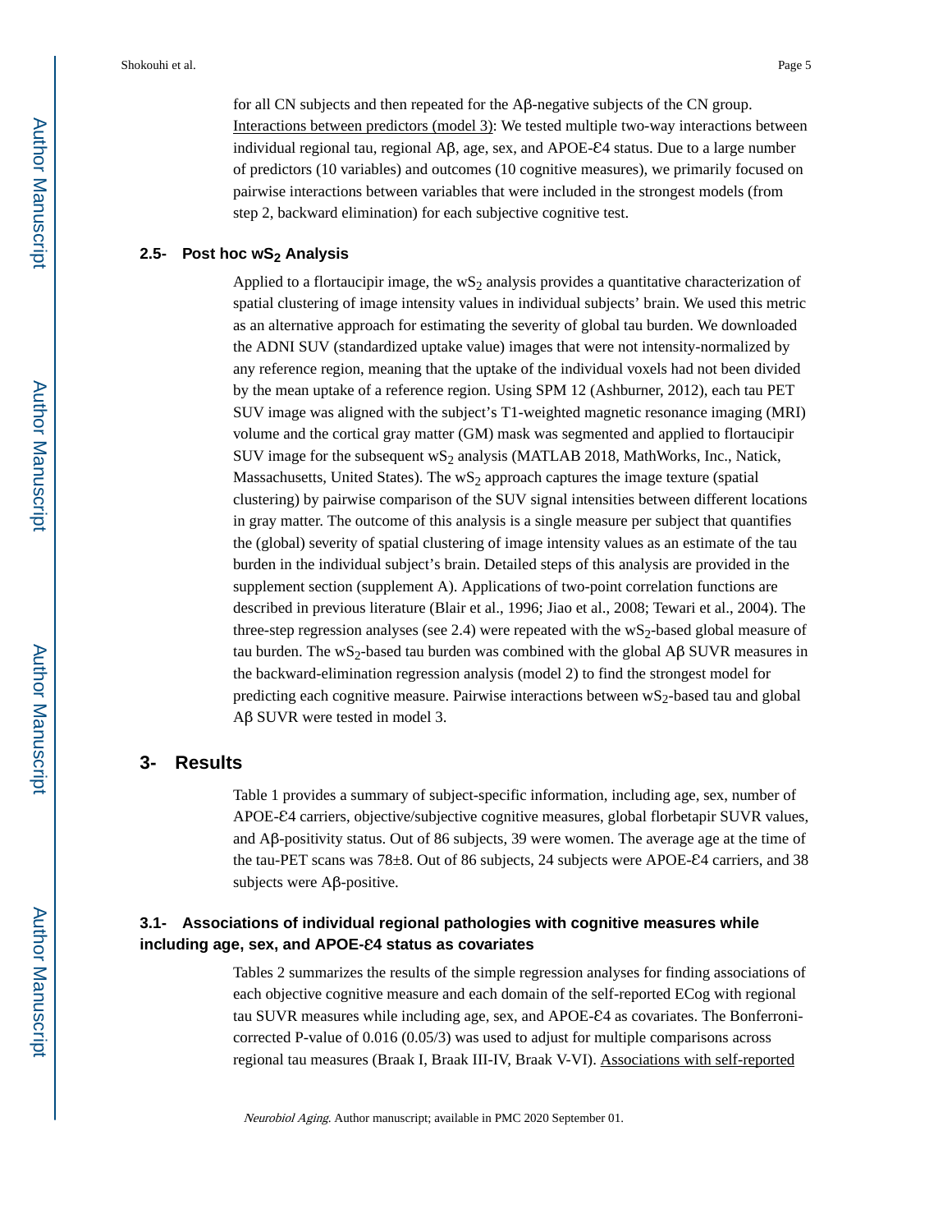for all CN subjects and then repeated for the Aβ-negative subjects of the CN group.

Interactions between predictors (model 3): We tested multiple two-way interactions between individual regional tau, regional Aβ, age, sex, and APOE-Ɛ4 status. Due to a large number of predictors (10 variables) and outcomes (10 cognitive measures), we primarily focused on pairwise interactions between variables that were included in the strongest models (from step 2, backward elimination) for each subjective cognitive test.

### 2.5- Post hoc $wS_2$ Analysis

Applied to a flortaucipir image, the $wS_2$ analysis provides a quantitative characterization of spatial clustering of image intensity values in individual subjects' brain. We used this metric as an alternative approach for estimating the severity of global tau burden. We downloaded the ADNI SUV (standardized uptake value) images that were not intensity-normalized by any reference region, meaning that the uptake of the individual voxels had not been divided by the mean uptake of a reference region. Using SPM 12 (Ashburner, 2012), each tau PET SUV image was aligned with the subject's T1-weighted magnetic resonance imaging (MRI) volume and the cortical gray matter (GM) mask was segmented and applied to flortaucipir SUV image for the subsequent $wS_2$ analysis (MATLAB 2018, MathWorks, Inc., Natick, Massachusetts, United States). The $wS_2$ approach captures the image texture (spatial clustering) by pairwise comparison of the SUV signal intensities between different locations in gray matter. The outcome of this analysis is a single measure per subject that quantifies the (global) severity of spatial clustering of image intensity values as an estimate of the tau burden in the individual subject's brain. Detailed steps of this analysis are provided in the supplement section (supplement A). Applications of two-point correlation functions are described in previous literature (Blair et al., 1996; Jiao et al., 2008; Tewari et al., 2004). The three-step regression analyses (see 2.4) were repeated with the $wS_2$-based global measure of tau burden. The $wS_2$-based tau burden was combined with the global Aβ SUVR measures in the backward-elimination regression analysis (model 2) to find the strongest model for predicting each cognitive measure. Pairwise interactions between $wS_2$-based tau and global Aβ SUVR were tested in model 3.

## 3- Results

Table 1 provides a summary of subject-specific information, including age, sex, number of APOE-Ɛ4 carriers, objective/subjective cognitive measures, global florbetapir SUVR values, and Aβ-positivity status. Out of 86 subjects, 39 were women. The average age at the time of the tau-PET scans was 78±8. Out of 86 subjects, 24 subjects were APOE-Ɛ4 carriers, and 38 subjects were Aβ-positive.

### 3.1- Associations of individual regional pathologies with cognitive measures while including age, sex, and APOE-Ɛ4 status as covariates

Tables 2 summarizes the results of the simple regression analyses for finding associations of each objective cognitive measure and each domain of the self-reported ECog with regional tau SUVR measures while including age, sex, and APOE-Ɛ4 as covariates. The Bonferroni-corrected P-value of 0.016 (0.05/3) was used to adjust for multiple comparisons across regional tau measures (Braak I, Braak III-IV, Braak V-VI). Associations with self-reported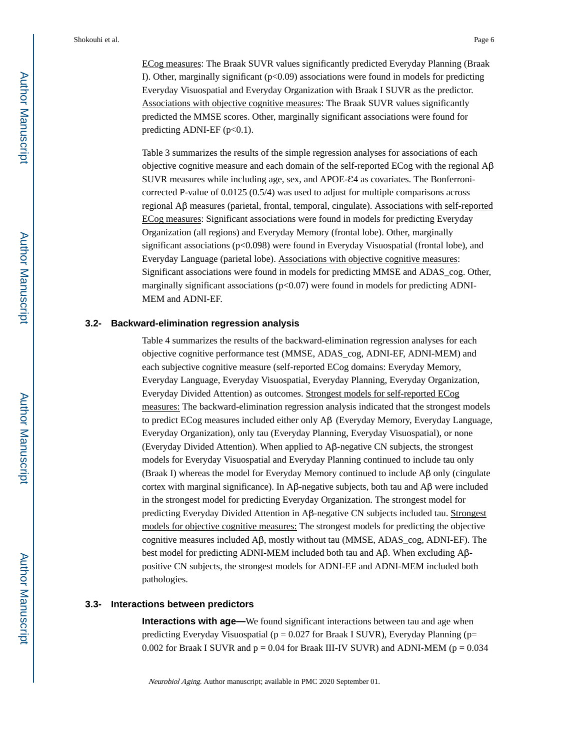ECog measures: The Braak SUVR values significantly predicted Everyday Planning (Braak I). Other, marginally significant ($p<0.09$) associations were found in models for predicting Everyday Visuospatial and Everyday Organization with Braak I SUVR as the predictor. Associations with objective cognitive measures: The Braak SUVR values significantly predicted the MMSE scores. Other, marginally significant associations were found for predicting ADNI-EF ($p<0.1$).

Table 3 summarizes the results of the simple regression analyses for associations of each objective cognitive measure and each domain of the self-reported ECog with the regional Aβ SUVR measures while including age, sex, and APOE-Ɛ4 as covariates. The Bonferroni-corrected P-value of 0.0125 (0.5/4) was used to adjust for multiple comparisons across regional Aβ measures (parietal, frontal, temporal, cingulate). Associations with self-reported ECog measures: Significant associations were found in models for predicting Everyday Organization (all regions) and Everyday Memory (frontal lobe). Other, marginally significant associations ($p<0.098$) were found in Everyday Visuospatial (frontal lobe), and Everyday Language (parietal lobe). Associations with objective cognitive measures: Significant associations were found in models for predicting MMSE and ADAS_cog. Other, marginally significant associations ($p<0.07$) were found in models for predicting ADNI-MEM and ADNI-EF.

### 3.2- Backward-elimination regression analysis

Table 4 summarizes the results of the backward-elimination regression analyses for each objective cognitive performance test (MMSE, ADAS_cog, ADNI-EF, ADNI-MEM) and each subjective cognitive measure (self-reported ECog domains: Everyday Memory, Everyday Language, Everyday Visuospatial, Everyday Planning, Everyday Organization, Everyday Divided Attention) as outcomes. Strongest models for self-reported ECog measures: The backward-elimination regression analysis indicated that the strongest models to predict ECog measures included either only Aβ (Everyday Memory, Everyday Language, Everyday Organization), only tau (Everyday Planning, Everyday Visuospatial), or none (Everyday Divided Attention). When applied to Aβ-negative CN subjects, the strongest models for Everyday Visuospatial and Everyday Planning continued to include tau only (Braak I) whereas the model for Everyday Memory continued to include Aβ only (cingulate cortex with marginal significance). In Aβ-negative subjects, both tau and Aβ were included in the strongest model for predicting Everyday Organization. The strongest model for predicting Everyday Divided Attention in Aβ-negative CN subjects included tau. Strongest models for objective cognitive measures: The strongest models for predicting the objective cognitive measures included Aβ, mostly without tau (MMSE, ADAS_cog, ADNI-EF). The best model for predicting ADNI-MEM included both tau and Aβ. When excluding Aβ-positive CN subjects, the strongest models for ADNI-EF and ADNI-MEM included both pathologies.

### 3.3- Interactions between predictors

**Interactions with age—**We found significant interactions between tau and age when predicting Everyday Visuospatial ($p = 0.027$ for Braak I SUVR), Everyday Planning ($p= 0.002$ for Braak I SUVR and $p = 0.04$ for Braak III-IV SUVR) and ADNI-MEM ($p = 0.034$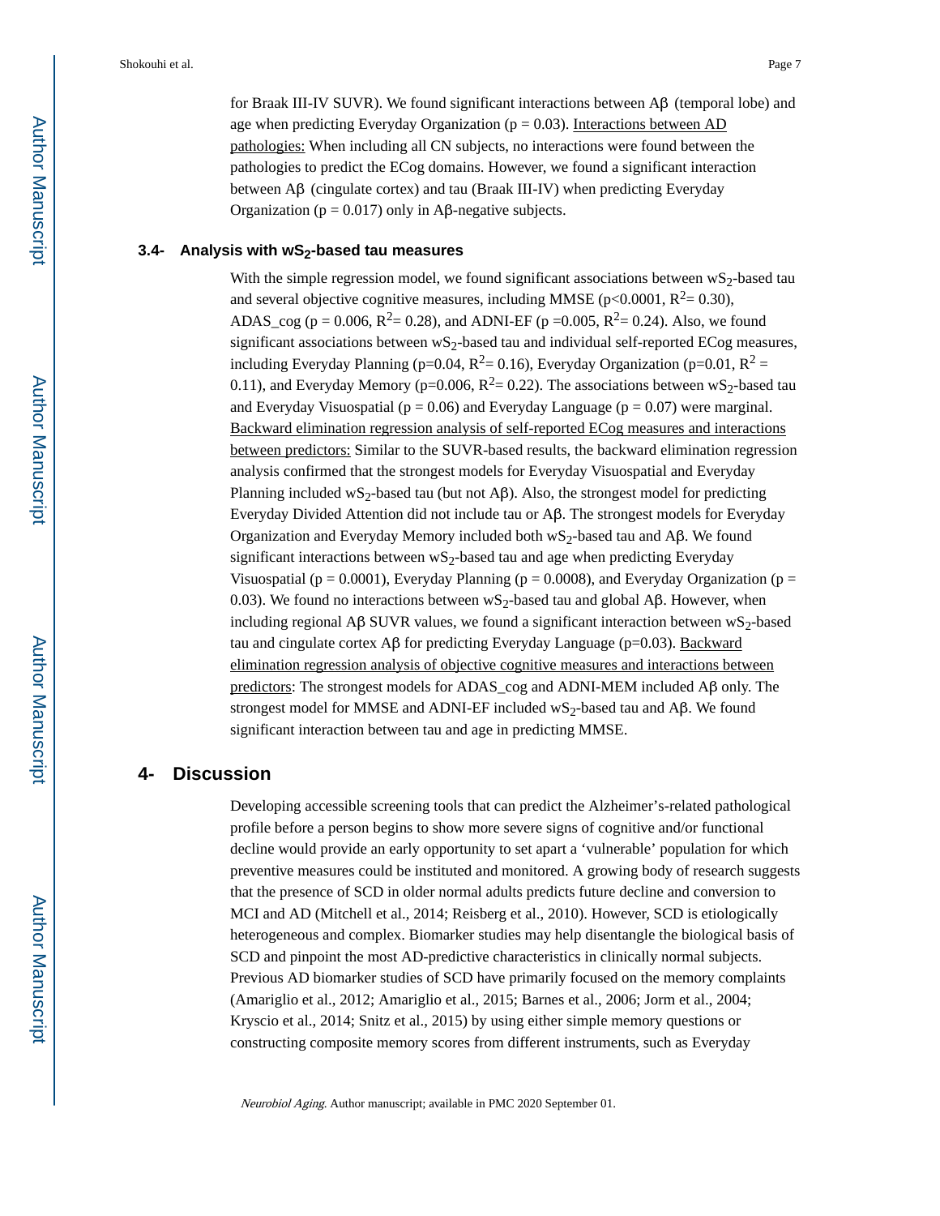for Braak III-IV SUVR). We found significant interactions between Aβ (temporal lobe) and age when predicting Everyday Organization ($p = 0.03$). Interactions between AD pathologies: When including all CN subjects, no interactions were found between the pathologies to predict the ECog domains. However, we found a significant interaction between Aβ (cingulate cortex) and tau (Braak III-IV) when predicting Everyday Organization ($p = 0.017$) only in Aβ-negative subjects.

### 3.4- Analysis with $wS_2$-based tau measures

With the simple regression model, we found significant associations between $wS_2$-based tau and several objective cognitive measures, including MMSE ($p<0.0001$, $R^2= 0.30$), ADAS_cog ($p = 0.006$, $R^2= 0.28$), and ADNI-EF ($p =0.005$, $R^2= 0.24$). Also, we found significant associations between $wS_2$-based tau and individual self-reported ECog measures, including Everyday Planning ($p=0.04$, $R^2= 0.16$), Everyday Organization ($p=0.01$, $R^2 = 0.11$), and Everyday Memory ($p=0.006$, $R^2= 0.22$). The associations between $wS_2$-based tau and Everyday Visuospatial ($p = 0.06$) and Everyday Language ($p = 0.07$) were marginal. Backward elimination regression analysis of self-reported ECog measures and interactions between predictors: Similar to the SUVR-based results, the backward elimination regression analysis confirmed that the strongest models for Everyday Visuospatial and Everyday Planning included $wS_2$-based tau (but not Aβ). Also, the strongest model for predicting Everyday Divided Attention did not include tau or Aβ. The strongest models for Everyday Organization and Everyday Memory included both $wS_2$-based tau and Aβ. We found significant interactions between $wS_2$-based tau and age when predicting Everyday Visuospatial ($p = 0.0001$), Everyday Planning ($p = 0.0008$), and Everyday Organization ($p = 0.03$). We found no interactions between $wS_2$-based tau and global Aβ. However, when including regional Aβ SUVR values, we found a significant interaction between $wS_2$-based tau and cingulate cortex Aβ for predicting Everyday Language ($p=0.03$). Backward elimination regression analysis of objective cognitive measures and interactions between predictors: The strongest models for ADAS_cog and ADNI-MEM included Aβ only. The strongest model for MMSE and ADNI-EF included $wS_2$-based tau and Aβ. We found significant interaction between tau and age in predicting MMSE.

## 4- Discussion

Developing accessible screening tools that can predict the Alzheimer's-related pathological profile before a person begins to show more severe signs of cognitive and/or functional decline would provide an early opportunity to set apart a 'vulnerable' population for which preventive measures could be instituted and monitored. A growing body of research suggests that the presence of SCD in older normal adults predicts future decline and conversion to MCI and AD (Mitchell et al., 2014; Reisberg et al., 2010). However, SCD is etiologically heterogeneous and complex. Biomarker studies may help disentangle the biological basis of SCD and pinpoint the most AD-predictive characteristics in clinically normal subjects. Previous AD biomarker studies of SCD have primarily focused on the memory complaints (Amariglio et al., 2012; Amariglio et al., 2015; Barnes et al., 2006; Jorm et al., 2004; Kryscio et al., 2014; Snitz et al., 2015) by using either simple memory questions or constructing composite memory scores from different instruments, such as Everyday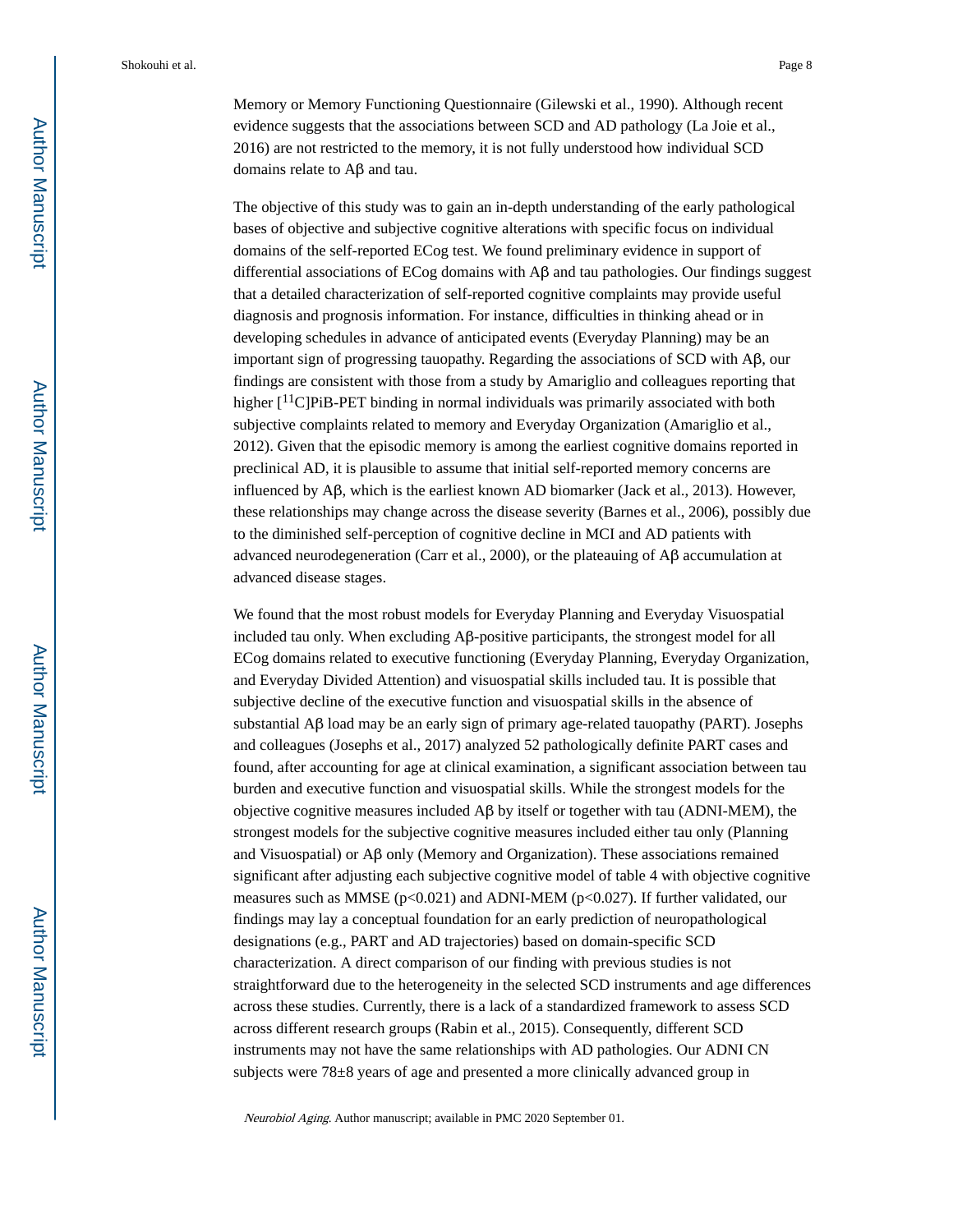Memory or Memory Functioning Questionnaire (Gilewski et al., 1990). Although recent evidence suggests that the associations between SCD and AD pathology (La Joie et al., 2016) are not restricted to the memory, it is not fully understood how individual SCD domains relate to Aβ and tau.

The objective of this study was to gain an in-depth understanding of the early pathological bases of objective and subjective cognitive alterations with specific focus on individual domains of the self-reported ECog test. We found preliminary evidence in support of differential associations of ECog domains with Aβ and tau pathologies. Our findings suggest that a detailed characterization of self-reported cognitive complaints may provide useful diagnosis and prognosis information. For instance, difficulties in thinking ahead or in developing schedules in advance of anticipated events (Everyday Planning) may be an important sign of progressing tauopathy. Regarding the associations of SCD with Aβ, our findings are consistent with those from a study by Amariglio and colleagues reporting that higher [$^{11}$C]PiB-PET binding in normal individuals was primarily associated with both subjective complaints related to memory and Everyday Organization (Amariglio et al., 2012). Given that the episodic memory is among the earliest cognitive domains reported in preclinical AD, it is plausible to assume that initial self-reported memory concerns are influenced by Aβ, which is the earliest known AD biomarker (Jack et al., 2013). However, these relationships may change across the disease severity (Barnes et al., 2006), possibly due to the diminished self-perception of cognitive decline in MCI and AD patients with advanced neurodegeneration (Carr et al., 2000), or the plateauing of Aβ accumulation at advanced disease stages.

We found that the most robust models for Everyday Planning and Everyday Visuospatial included tau only. When excluding Aβ-positive participants, the strongest model for all ECog domains related to executive functioning (Everyday Planning, Everyday Organization, and Everyday Divided Attention) and visuospatial skills included tau. It is possible that subjective decline of the executive function and visuospatial skills in the absence of substantial Aβ load may be an early sign of primary age-related tauopathy (PART). Josephs and colleagues (Josephs et al., 2017) analyzed 52 pathologically definite PART cases and found, after accounting for age at clinical examination, a significant association between tau burden and executive function and visuospatial skills. While the strongest models for the objective cognitive measures included Aβ by itself or together with tau (ADNI-MEM), the strongest models for the subjective cognitive measures included either tau only (Planning and Visuospatial) or Aβ only (Memory and Organization). These associations remained significant after adjusting each subjective cognitive model of table 4 with objective cognitive measures such as MMSE ($p<0.021$) and ADNI-MEM ($p<0.027$). If further validated, our findings may lay a conceptual foundation for an early prediction of neuropathological designations (e.g., PART and AD trajectories) based on domain-specific SCD characterization. A direct comparison of our finding with previous studies is not straightforward due to the heterogeneity in the selected SCD instruments and age differences across these studies. Currently, there is a lack of a standardized framework to assess SCD across different research groups (Rabin et al., 2015). Consequently, different SCD instruments may not have the same relationships with AD pathologies. Our ADNI CN subjects were 78±8 years of age and presented a more clinically advanced group in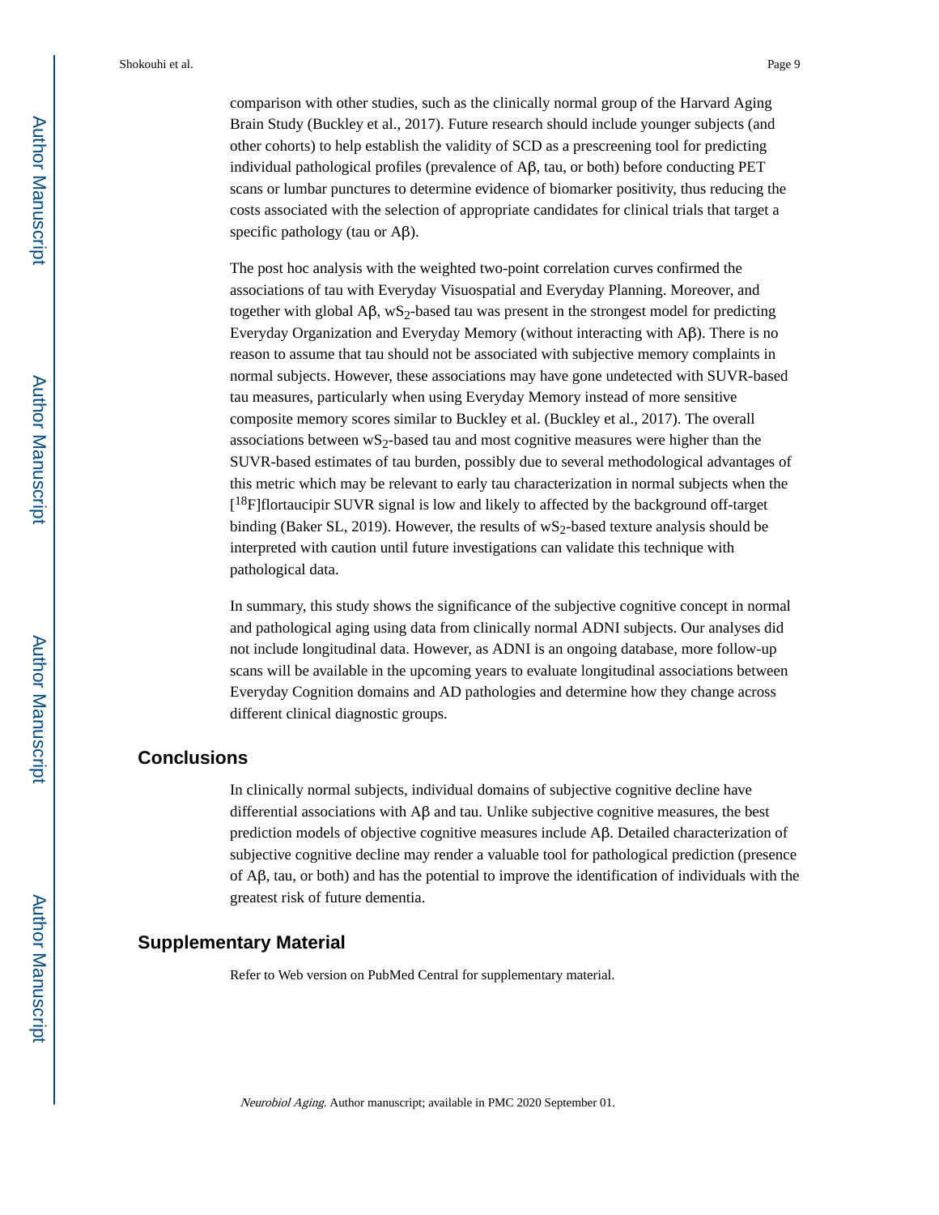comparison with other studies, such as the clinically normal group of the Harvard Aging Brain Study (Buckley et al., 2017). Future research should include younger subjects (and other cohorts) to help establish the validity of SCD as a prescreening tool for predicting individual pathological profiles (prevalence of Aβ, tau, or both) before conducting PET scans or lumbar punctures to determine evidence of biomarker positivity, thus reducing the costs associated with the selection of appropriate candidates for clinical trials that target a specific pathology (tau or Aβ).

The post hoc analysis with the weighted two-point correlation curves confirmed the associations of tau with Everyday Visuospatial and Everyday Planning. Moreover, and together with global Aβ, $wS_2$-based tau was present in the strongest model for predicting Everyday Organization and Everyday Memory (without interacting with Aβ). There is no reason to assume that tau should not be associated with subjective memory complaints in normal subjects. However, these associations may have gone undetected with SUVR-based tau measures, particularly when using Everyday Memory instead of more sensitive composite memory scores similar to Buckley et al. (Buckley et al., 2017). The overall associations between $wS_2$-based tau and most cognitive measures were higher than the SUVR-based estimates of tau burden, possibly due to several methodological advantages of this metric which may be relevant to early tau characterization in normal subjects when the [$^{18}$F]flortaucipir SUVR signal is low and likely to affected by the background off-target binding (Baker SL, 2019). However, the results of $wS_2$-based texture analysis should be interpreted with caution until future investigations can validate this technique with pathological data.

In summary, this study shows the significance of the subjective cognitive concept in normal and pathological aging using data from clinically normal ADNI subjects. Our analyses did not include longitudinal data. However, as ADNI is an ongoing database, more follow-up scans will be available in the upcoming years to evaluate longitudinal associations between Everyday Cognition domains and AD pathologies and determine how they change across different clinical diagnostic groups.

## Conclusions

In clinically normal subjects, individual domains of subjective cognitive decline have differential associations with Aβ and tau. Unlike subjective cognitive measures, the best prediction models of objective cognitive measures include Aβ. Detailed characterization of subjective cognitive decline may render a valuable tool for pathological prediction (presence of Aβ, tau, or both) and has the potential to improve the identification of individuals with the greatest risk of future dementia.

## Supplementary Material

Refer to Web version on PubMed Central for supplementary material.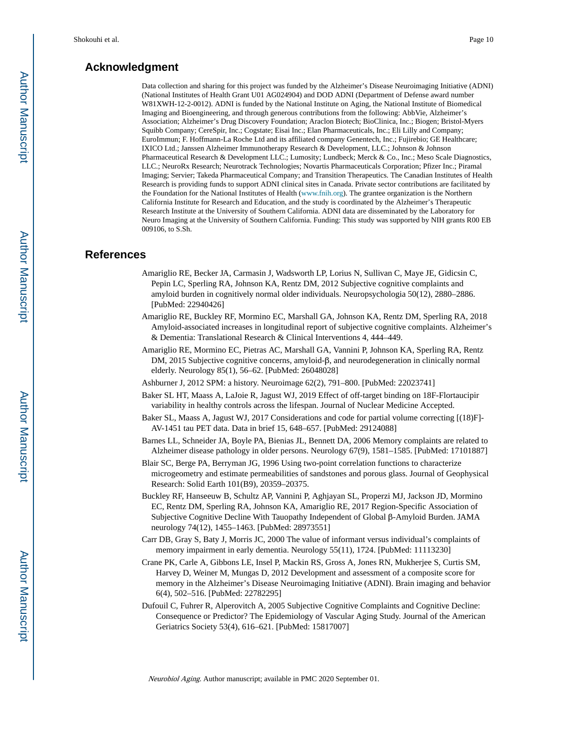## Acknowledgment

Data collection and sharing for this project was funded by the Alzheimer's Disease Neuroimaging Initiative (ADNI) (National Institutes of Health Grant U01 AG024904) and DOD ADNI (Department of Defense award number W81XWH-12-2-0012). ADNI is funded by the National Institute on Aging, the National Institute of Biomedical Imaging and Bioengineering, and through generous contributions from the following: AbbVie, Alzheimer's Association; Alzheimer's Drug Discovery Foundation; Araclon Biotech; BioClinica, Inc.; Biogen; Bristol-Myers Squibb Company; CereSpir, Inc.; Cogstate; Eisai Inc.; Elan Pharmaceuticals, Inc.; Eli Lilly and Company; EuroImmun; F. Hoffmann-La Roche Ltd and its affiliated company Genentech, Inc.; Fujirebio; GE Healthcare; IXICO Ltd.; Janssen Alzheimer Immunotherapy Research & Development, LLC.; Johnson & Johnson Pharmaceutical Research & Development LLC.; Lumosity; Lundbeck; Merck & Co., Inc.; Meso Scale Diagnostics, LLC.; NeuroRx Research; Neurotrack Technologies; Novartis Pharmaceuticals Corporation; Pfizer Inc.; Piramal Imaging; Servier; Takeda Pharmaceutical Company; and Transition Therapeutics. The Canadian Institutes of Health Research is providing funds to support ADNI clinical sites in Canada. Private sector contributions are facilitated by the Foundation for the National Institutes of Health (www.fnih.org). The grantee organization is the Northern California Institute for Research and Education, and the study is coordinated by the Alzheimer's Therapeutic Research Institute at the University of Southern California. ADNI data are disseminated by the Laboratory for Neuro Imaging at the University of Southern California. Funding: This study was supported by NIH grants R00 EB 009106, to S.Sh.

## References

Amariglio RE, Becker JA, Carmasin J, Wadsworth LP, Lorius N, Sullivan C, Maye JE, Gidicsin C, Pepin LC, Sperling RA, Johnson KA, Rentz DM, 2012 Subjective cognitive complaints and amyloid burden in cognitively normal older individuals. Neuropsychologia 50(12), 2880–2886. [PubMed: 22940426]

Amariglio RE, Buckley RF, Mormino EC, Marshall GA, Johnson KA, Rentz DM, Sperling RA, 2018 Amyloid-associated increases in longitudinal report of subjective cognitive complaints. Alzheimer's & Dementia: Translational Research & Clinical Interventions 4, 444–449.

Amariglio RE, Mormino EC, Pietras AC, Marshall GA, Vannini P, Johnson KA, Sperling RA, Rentz DM, 2015 Subjective cognitive concerns, amyloid-β, and neurodegeneration in clinically normal elderly. Neurology 85(1), 56–62. [PubMed: 26048028]

Ashburner J, 2012 SPM: a history. Neuroimage 62(2), 791–800. [PubMed: 22023741]

Baker SL HT, Maass A, LaJoie R, Jagust WJ, 2019 Effect of off-target binding on 18F-Flortaucipir variability in healthy controls across the lifespan. Journal of Nuclear Medicine Accepted.

Baker SL, Maass A, Jagust WJ, 2017 Considerations and code for partial volume correcting [(18)F]-AV-1451 tau PET data. Data in brief 15, 648–657. [PubMed: 29124088]

Barnes LL, Schneider JA, Boyle PA, Bienias JL, Bennett DA, 2006 Memory complaints are related to Alzheimer disease pathology in older persons. Neurology 67(9), 1581–1585. [PubMed: 17101887]

Blair SC, Berge PA, Berryman JG, 1996 Using two-point correlation functions to characterize microgeometry and estimate permeabilities of sandstones and porous glass. Journal of Geophysical Research: Solid Earth 101(B9), 20359–20375.

Buckley RF, Hanseeuw B, Schultz AP, Vannini P, Aghjayan SL, Properzi MJ, Jackson JD, Mormino EC, Rentz DM, Sperling RA, Johnson KA, Amariglio RE, 2017 Region-Specific Association of Subjective Cognitive Decline With Tauopathy Independent of Global β-Amyloid Burden. JAMA neurology 74(12), 1455–1463. [PubMed: 28973551]

Carr DB, Gray S, Baty J, Morris JC, 2000 The value of informant versus individual's complaints of memory impairment in early dementia. Neurology 55(11), 1724. [PubMed: 11113230]

Crane PK, Carle A, Gibbons LE, Insel P, Mackin RS, Gross A, Jones RN, Mukherjee S, Curtis SM, Harvey D, Weiner M, Mungas D, 2012 Development and assessment of a composite score for memory in the Alzheimer's Disease Neuroimaging Initiative (ADNI). Brain imaging and behavior 6(4), 502–516. [PubMed: 22782295]

Dufouil C, Fuhrer R, Alperovitch A, 2005 Subjective Cognitive Complaints and Cognitive Decline: Consequence or Predictor? The Epidemiology of Vascular Aging Study. Journal of the American Geriatrics Society 53(4), 616–621. [PubMed: 15817007]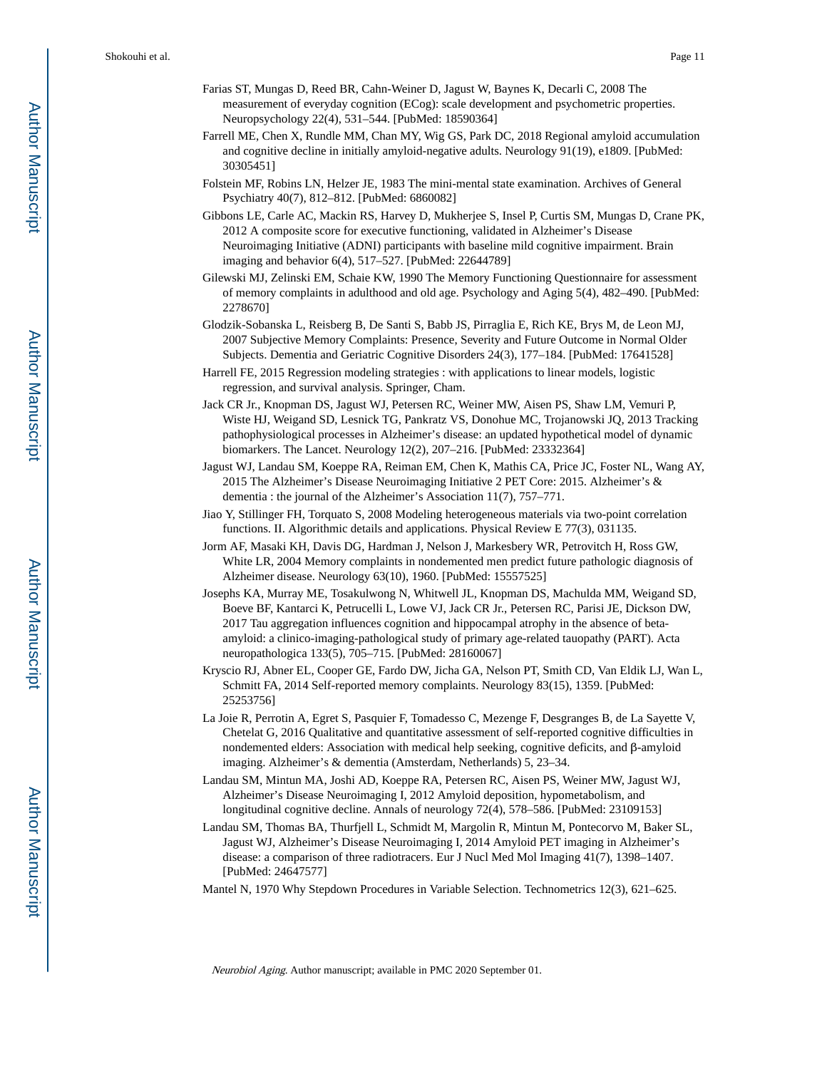Farias ST, Mungas D, Reed BR, Cahn-Weiner D, Jagust W, Baynes K, Decarli C, 2008 The measurement of everyday cognition (ECog): scale development and psychometric properties. Neuropsychology 22(4), 531–544. [PubMed: 18590364]

Farrell ME, Chen X, Rundle MM, Chan MY, Wig GS, Park DC, 2018 Regional amyloid accumulation and cognitive decline in initially amyloid-negative adults. Neurology 91(19), e1809. [PubMed: 30305451]

Folstein MF, Robins LN, Helzer JE, 1983 The mini-mental state examination. Archives of General Psychiatry 40(7), 812–812. [PubMed: 6860082]

Gibbons LE, Carle AC, Mackin RS, Harvey D, Mukherjee S, Insel P, Curtis SM, Mungas D, Crane PK, 2012 A composite score for executive functioning, validated in Alzheimer's Disease Neuroimaging Initiative (ADNI) participants with baseline mild cognitive impairment. Brain imaging and behavior 6(4), 517–527. [PubMed: 22644789]

Gilewski MJ, Zelinski EM, Schaie KW, 1990 The Memory Functioning Questionnaire for assessment of memory complaints in adulthood and old age. Psychology and Aging 5(4), 482–490. [PubMed: 2278670]

Glodzik-Sobanska L, Reisberg B, De Santi S, Babb JS, Pirraglia E, Rich KE, Brys M, de Leon MJ, 2007 Subjective Memory Complaints: Presence, Severity and Future Outcome in Normal Older Subjects. Dementia and Geriatric Cognitive Disorders 24(3), 177–184. [PubMed: 17641528]

Harrell FE, 2015 Regression modeling strategies : with applications to linear models, logistic regression, and survival analysis. Springer, Cham.

Jack CR Jr., Knopman DS, Jagust WJ, Petersen RC, Weiner MW, Aisen PS, Shaw LM, Vemuri P, Wiste HJ, Weigand SD, Lesnick TG, Pankratz VS, Donohue MC, Trojanowski JQ, 2013 Tracking pathophysiological processes in Alzheimer's disease: an updated hypothetical model of dynamic biomarkers. The Lancet. Neurology 12(2), 207–216. [PubMed: 23332364]

Jagust WJ, Landau SM, Koeppe RA, Reiman EM, Chen K, Mathis CA, Price JC, Foster NL, Wang AY, 2015 The Alzheimer's Disease Neuroimaging Initiative 2 PET Core: 2015. Alzheimer's & dementia : the journal of the Alzheimer's Association 11(7), 757–771.

Jiao Y, Stillinger FH, Torquato S, 2008 Modeling heterogeneous materials via two-point correlation functions. II. Algorithmic details and applications. Physical Review E 77(3), 031135.

Jorm AF, Masaki KH, Davis DG, Hardman J, Nelson J, Markesbery WR, Petrovitch H, Ross GW, White LR, 2004 Memory complaints in nondemented men predict future pathologic diagnosis of Alzheimer disease. Neurology 63(10), 1960. [PubMed: 15557525]

Josephs KA, Murray ME, Tosakulwong N, Whitwell JL, Knopman DS, Machulda MM, Weigand SD, Boeve BF, Kantarci K, Petrucelli L, Lowe VJ, Jack CR Jr., Petersen RC, Parisi JE, Dickson DW, 2017 Tau aggregation influences cognition and hippocampal atrophy in the absence of beta-amyloid: a clinico-imaging-pathological study of primary age-related tauopathy (PART). Acta neuropathologica 133(5), 705–715. [PubMed: 28160067]

Kryscio RJ, Abner EL, Cooper GE, Fardo DW, Jicha GA, Nelson PT, Smith CD, Van Eldik LJ, Wan L, Schmitt FA, 2014 Self-reported memory complaints. Neurology 83(15), 1359. [PubMed: 25253756]

La Joie R, Perrotin A, Egret S, Pasquier F, Tomadesso C, Mezenge F, Desgranges B, de La Sayette V, Chetelat G, 2016 Qualitative and quantitative assessment of self-reported cognitive difficulties in nondemented elders: Association with medical help seeking, cognitive deficits, and β-amyloid imaging. Alzheimer's & dementia (Amsterdam, Netherlands) 5, 23–34.

Landau SM, Mintun MA, Joshi AD, Koeppe RA, Petersen RC, Aisen PS, Weiner MW, Jagust WJ, Alzheimer's Disease Neuroimaging I, 2012 Amyloid deposition, hypometabolism, and longitudinal cognitive decline. Annals of neurology 72(4), 578–586. [PubMed: 23109153]

Landau SM, Thomas BA, Thurfjell L, Schmidt M, Margolin R, Mintun M, Pontecorvo M, Baker SL, Jagust WJ, Alzheimer's Disease Neuroimaging I, 2014 Amyloid PET imaging in Alzheimer's disease: a comparison of three radiotracers. Eur J Nucl Med Mol Imaging 41(7), 1398–1407. [PubMed: 24647577]

Mantel N, 1970 Why Stepdown Procedures in Variable Selection. Technometrics 12(3), 621–625.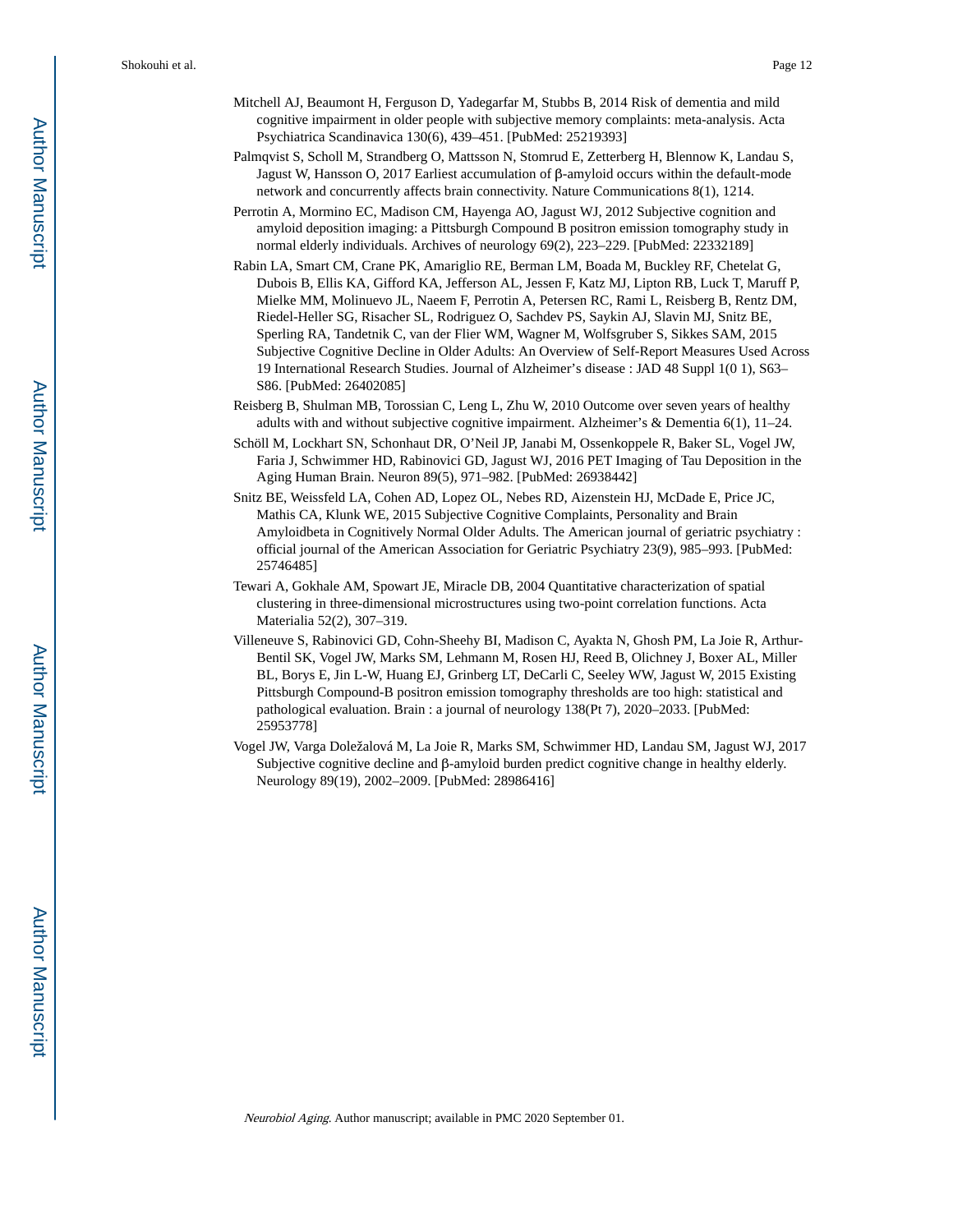Mitchell AJ, Beaumont H, Ferguson D, Yadegarfar M, Stubbs B, 2014 Risk of dementia and mild cognitive impairment in older people with subjective memory complaints: meta-analysis. Acta Psychiatrica Scandinavica 130(6), 439–451. [PubMed: 25219393]

Palmqvist S, Scholl M, Strandberg O, Mattsson N, Stomrud E, Zetterberg H, Blennow K, Landau S, Jagust W, Hansson O, 2017 Earliest accumulation of β-amyloid occurs within the default-mode network and concurrently affects brain connectivity. Nature Communications 8(1), 1214.

Perrotin A, Mormino EC, Madison CM, Hayenga AO, Jagust WJ, 2012 Subjective cognition and amyloid deposition imaging: a Pittsburgh Compound B positron emission tomography study in normal elderly individuals. Archives of neurology 69(2), 223–229. [PubMed: 22332189]

Rabin LA, Smart CM, Crane PK, Amariglio RE, Berman LM, Boada M, Buckley RF, Chetelat G, Dubois B, Ellis KA, Gifford KA, Jefferson AL, Jessen F, Katz MJ, Lipton RB, Luck T, Maruff P, Mielke MM, Molinuevo JL, Naeem F, Perrotin A, Petersen RC, Rami L, Reisberg B, Rentz DM, Riedel-Heller SG, Risacher SL, Rodriguez O, Sachdev PS, Saykin AJ, Slavin MJ, Snitz BE, Sperling RA, Tandetnik C, van der Flier WM, Wagner M, Wolfsgruber S, Sikkes SAM, 2015 Subjective Cognitive Decline in Older Adults: An Overview of Self-Report Measures Used Across 19 International Research Studies. Journal of Alzheimer's disease : JAD 48 Suppl 1(0 1), S63–S86. [PubMed: 26402085]

Reisberg B, Shulman MB, Torossian C, Leng L, Zhu W, 2010 Outcome over seven years of healthy adults with and without subjective cognitive impairment. Alzheimer's & Dementia 6(1), 11–24.

Schöll M, Lockhart SN, Schonhaut DR, O'Neil JP, Janabi M, Ossenkoppele R, Baker SL, Vogel JW, Faria J, Schwimmer HD, Rabinovici GD, Jagust WJ, 2016 PET Imaging of Tau Deposition in the Aging Human Brain. Neuron 89(5), 971–982. [PubMed: 26938442]

Snitz BE, Weissfeld LA, Cohen AD, Lopez OL, Nebes RD, Aizenstein HJ, McDade E, Price JC, Mathis CA, Klunk WE, 2015 Subjective Cognitive Complaints, Personality and Brain Amyloidbeta in Cognitively Normal Older Adults. The American journal of geriatric psychiatry : official journal of the American Association for Geriatric Psychiatry 23(9), 985–993. [PubMed: 25746485]

Tewari A, Gokhale AM, Spowart JE, Miracle DB, 2004 Quantitative characterization of spatial clustering in three-dimensional microstructures using two-point correlation functions. Acta Materialia 52(2), 307–319.

Villeneuve S, Rabinovici GD, Cohn-Sheehy BI, Madison C, Ayakta N, Ghosh PM, La Joie R, Arthur-Bentil SK, Vogel JW, Marks SM, Lehmann M, Rosen HJ, Reed B, Olichney J, Boxer AL, Miller BL, Borys E, Jin L-W, Huang EJ, Grinberg LT, DeCarli C, Seeley WW, Jagust W, 2015 Existing Pittsburgh Compound-B positron emission tomography thresholds are too high: statistical and pathological evaluation. Brain : a journal of neurology 138(Pt 7), 2020–2033. [PubMed: 25953778]

Vogel JW, Varga Doležalová M, La Joie R, Marks SM, Schwimmer HD, Landau SM, Jagust WJ, 2017 Subjective cognitive decline and β-amyloid burden predict cognitive change in healthy elderly. Neurology 89(19), 2002–2009. [PubMed: 28986416]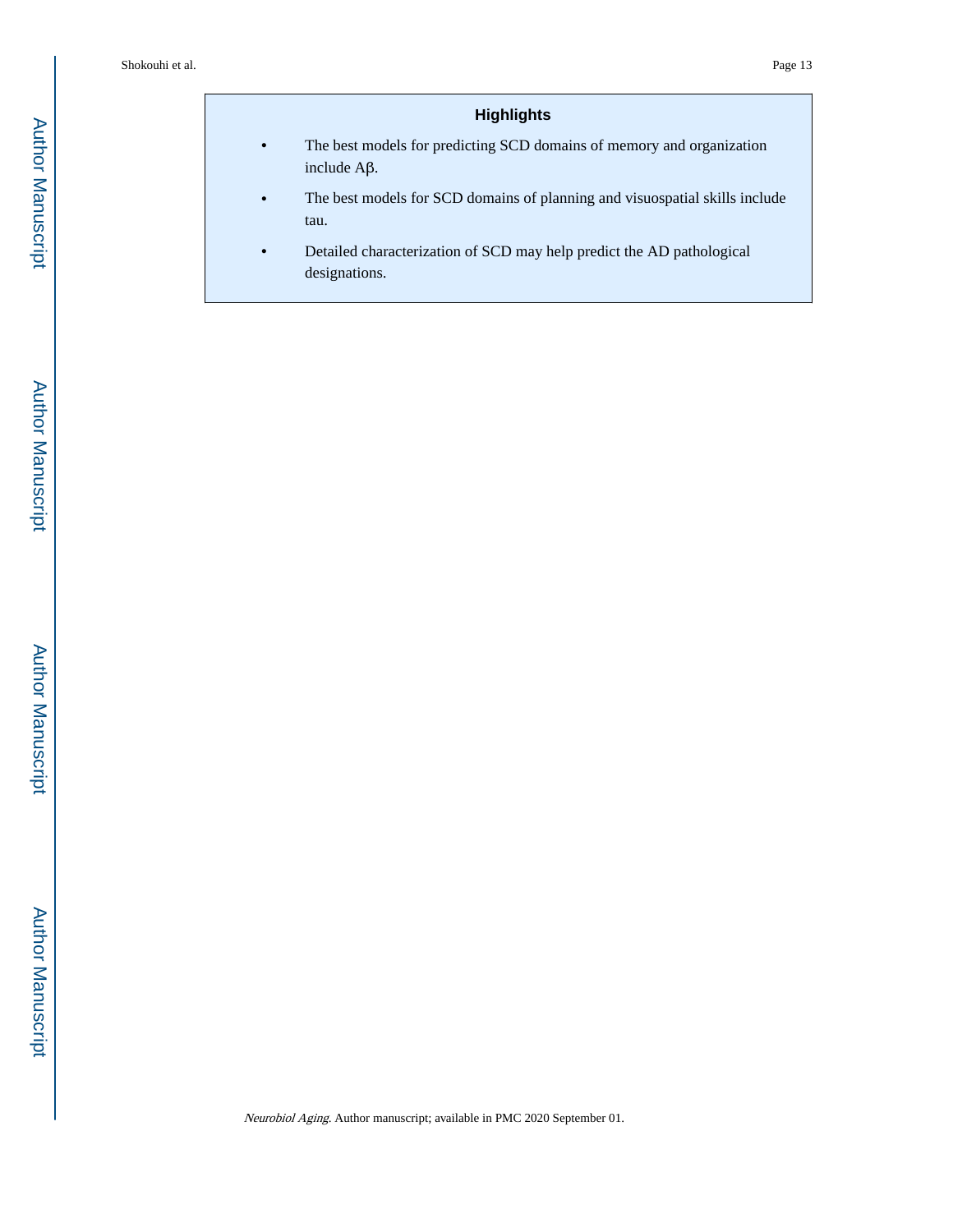## Highlights

- The best models for predicting SCD domains of memory and organization include Aβ.
- The best models for SCD domains of planning and visuospatial skills include tau.
- Detailed characterization of SCD may help predict the AD pathological designations.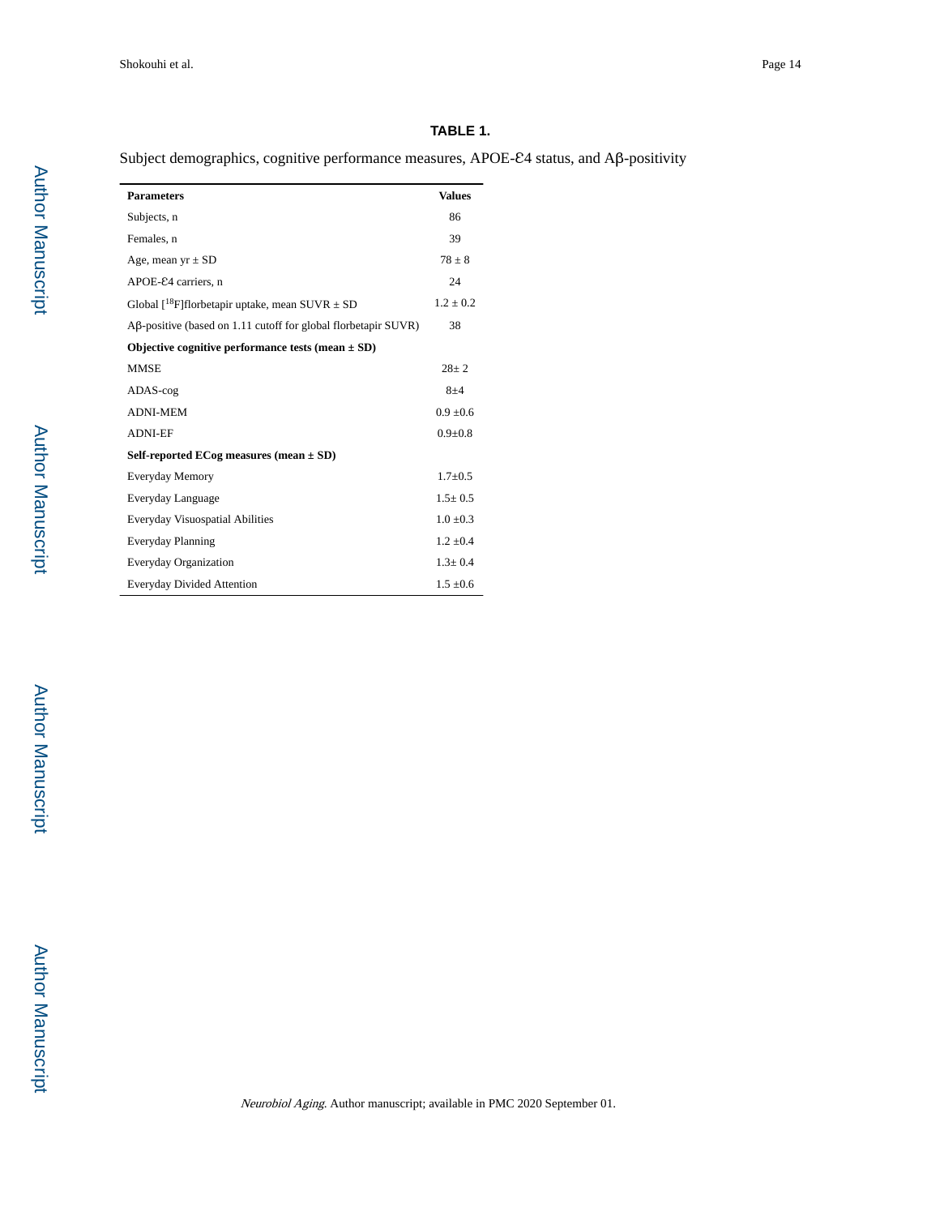**TABLE 1.**

Subject demographics, cognitive performance measures, APOE-ℰ4 status, and Aβ-positivity

| Parameters | Values |
|---|---|
| Subjects, n | 86 |
| Females, n | 39 |
| Age, mean yr ± SD | 78 ± 8 |
| APOE-ℰ4 carriers, n | 24 |
| Global [$^{18}$F]florbetapir uptake, mean SUVR ± SD | 1.2 ± 0.2 |
| Aβ-positive (based on 1.11 cutoff for global florbetapir SUVR) | 38 |
| **Objective cognitive performance tests (mean ± SD)** | |
| MMSE | 28± 2 |
| ADAS-cog | 8±4 |
| ADNI-MEM | 0.9 ±0.6 |
| ADNI-EF | 0.9±0.8 |
| **Self-reported ECog measures (mean ± SD)** | |
| Everyday Memory | 1.7±0.5 |
| Everyday Language | 1.5± 0.5 |
| Everyday Visuospatial Abilities | 1.0 ±0.3 |
| Everyday Planning | 1.2 ±0.4 |
| Everyday Organization | 1.3± 0.4 |
| Everyday Divided Attention | 1.5 ±0.6 |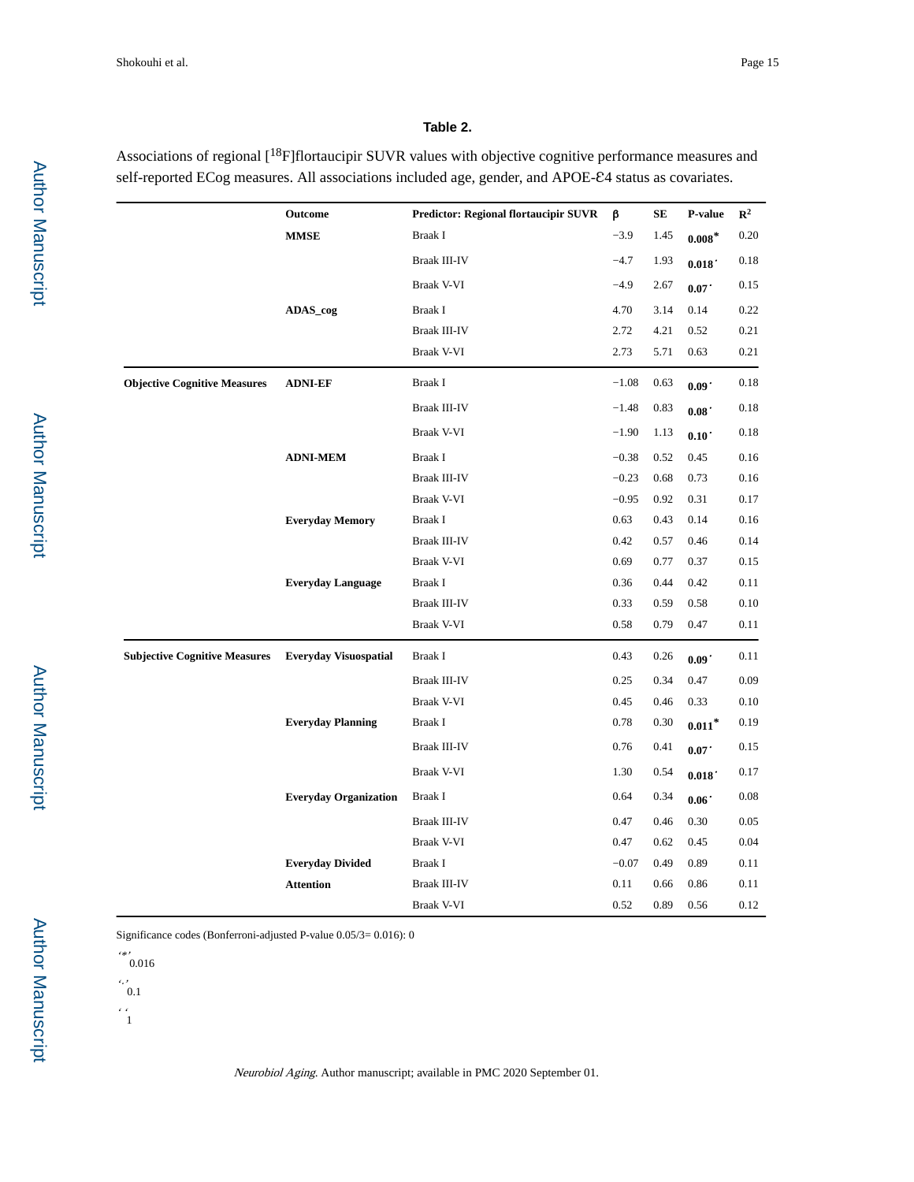**Table 2.**

Associations of regional [[18]F]flortaucipir SUVR values with objective cognitive performance measures and self-reported ECog measures. All associations included age, gender, and APOE-Ɛ4 status as covariates.

| | Outcome | Predictor: Regional flortaucipir SUVR | β | SE | P-value | $R^2$ |
|---|---|---|---|---|---|---|
| | **MMSE** | Braak I | −3.9 | 1.45 | **0.008*** | 0.20 |
| | | Braak III-IV | −4.7 | 1.93 | **0.018˙** | 0.18 |
| | | Braak V-VI | −4.9 | 2.67 | **0.07˙** | 0.15 |
| | **ADAS_cog** | Braak I | 4.70 | 3.14 | 0.14 | 0.22 |
| | | Braak III-IV | 2.72 | 4.21 | 0.52 | 0.21 |
| | | Braak V-VI | 2.73 | 5.71 | 0.63 | 0.21 |
| **Objective Cognitive Measures** | **ADNI-EF** | Braak I | −1.08 | 0.63 | **0.09˙** | 0.18 |
| | | Braak III-IV | −1.48 | 0.83 | **0.08˙** | 0.18 |
| | | Braak V-VI | −1.90 | 1.13 | **0.10˙** | 0.18 |
| | **ADNI-MEM** | Braak I | −0.38 | 0.52 | 0.45 | 0.16 |
| | | Braak III-IV | −0.23 | 0.68 | 0.73 | 0.16 |
| | | Braak V-VI | −0.95 | 0.92 | 0.31 | 0.17 |
| | **Everyday Memory** | Braak I | 0.63 | 0.43 | 0.14 | 0.16 |
| | | Braak III-IV | 0.42 | 0.57 | 0.46 | 0.14 |
| | | Braak V-VI | 0.69 | 0.77 | 0.37 | 0.15 |
| | **Everyday Language** | Braak I | 0.36 | 0.44 | 0.42 | 0.11 |
| | | Braak III-IV | 0.33 | 0.59 | 0.58 | 0.10 |
| | | Braak V-VI | 0.58 | 0.79 | 0.47 | 0.11 |
| **Subjective Cognitive Measures** | **Everyday Visuospatial** | Braak I | 0.43 | 0.26 | **0.09˙** | 0.11 |
| | | Braak III-IV | 0.25 | 0.34 | 0.47 | 0.09 |
| | | Braak V-VI | 0.45 | 0.46 | 0.33 | 0.10 |
| | **Everyday Planning** | Braak I | 0.78 | 0.30 | **0.011*** | 0.19 |
| | | Braak III-IV | 0.76 | 0.41 | **0.07˙** | 0.15 |
| | | Braak V-VI | 1.30 | 0.54 | **0.018˙** | 0.17 |
| | **Everyday Organization** | Braak I | 0.64 | 0.34 | **0.06˙** | 0.08 |
| | | Braak III-IV | 0.47 | 0.46 | 0.30 | 0.05 |
| | | Braak V-VI | 0.47 | 0.62 | 0.45 | 0.04 |
| | **Everyday Divided Attention** | Braak I | −0.07 | 0.49 | 0.89 | 0.11 |
| | | Braak III-IV | 0.11 | 0.66 | 0.86 | 0.11 |
| | | Braak V-VI | 0.52 | 0.89 | 0.56 | 0.12 |

Significance codes (Bonferroni-adjusted P-value 0.05/3= 0.016): 0

'*' 0.016

'.' 0.1

' ' 1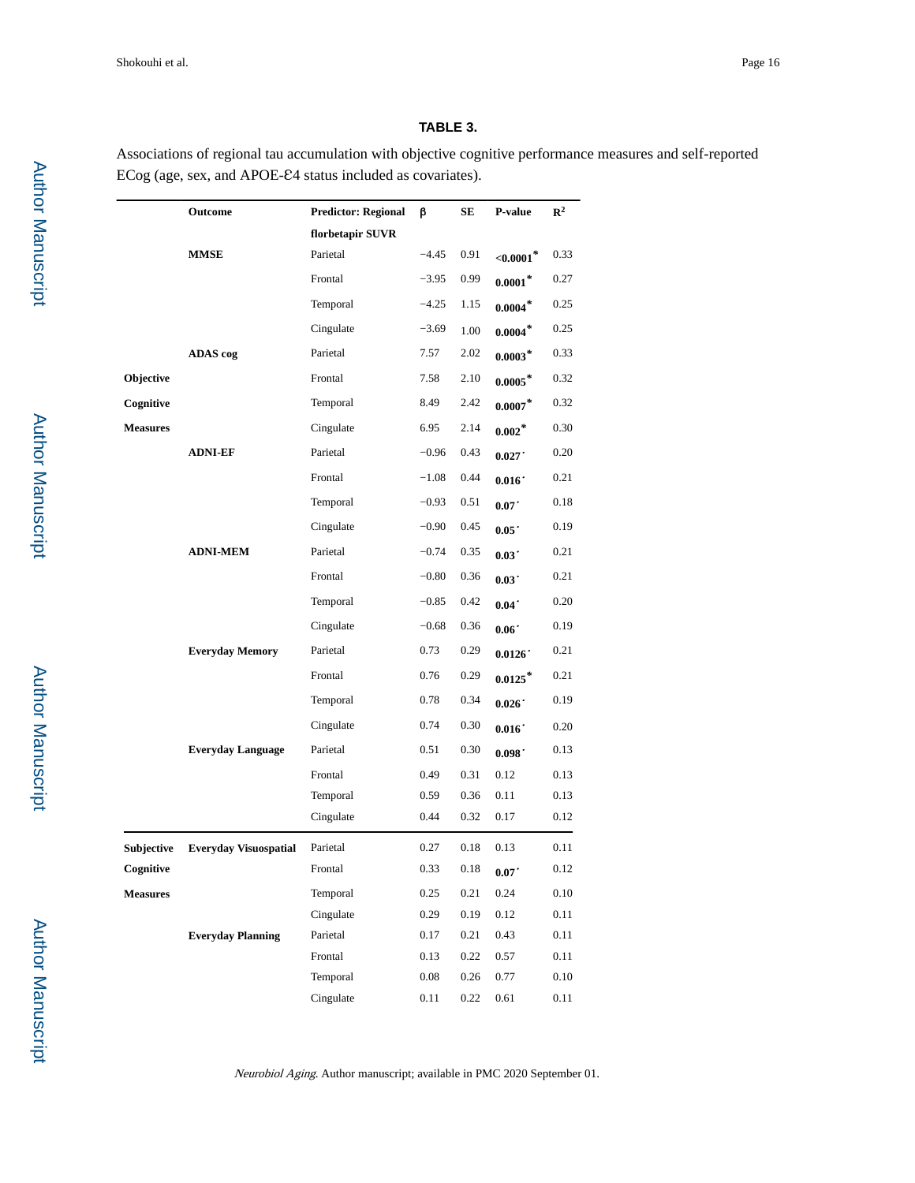## TABLE 3.

Associations of regional tau accumulation with objective cognitive performance measures and self-reported ECog (age, sex, and APOE-Ɛ4 status included as covariates).

| | Outcome | Predictor: Regional florbetapir SUVR | β | SE | P-value | $R^2$ |
|---|---|---|---|---|---|---|
| | **MMSE** | Parietal | −4.45 | 0.91 | **<0.0001**\* | 0.33 |
| | | Frontal | −3.95 | 0.99 | **0.0001**\* | 0.27 |
| | | Temporal | −4.25 | 1.15 | **0.0004**\* | 0.25 |
| | | Cingulate | −3.69 | 1.00 | **0.0004**\* | 0.25 |
| | **ADAS cog** | Parietal | 7.57 | 2.02 | **0.0003**\* | 0.33 |
| **Objective Cognitive Measures** | | Frontal | 7.58 | 2.10 | **0.0005**\* | 0.32 |
| | | Temporal | 8.49 | 2.42 | **0.0007**\* | 0.32 |
| | | Cingulate | 6.95 | 2.14 | **0.002**\* | 0.30 |
| | **ADNI-EF** | Parietal | −0.96 | 0.43 | **0.027**˙ | 0.20 |
| | | Frontal | −1.08 | 0.44 | **0.016**˙ | 0.21 |
| | | Temporal | −0.93 | 0.51 | **0.07**˙ | 0.18 |
| | | Cingulate | −0.90 | 0.45 | **0.05**˙ | 0.19 |
| | **ADNI-MEM** | Parietal | −0.74 | 0.35 | **0.03**˙ | 0.21 |
| | | Frontal | −0.80 | 0.36 | **0.03**˙ | 0.21 |
| | | Temporal | −0.85 | 0.42 | **0.04**˙ | 0.20 |
| | | Cingulate | −0.68 | 0.36 | **0.06**˙ | 0.19 |
| | **Everyday Memory** | Parietal | 0.73 | 0.29 | **0.0126**˙ | 0.21 |
| | | Frontal | 0.76 | 0.29 | **0.0125**\* | 0.21 |
| | | Temporal | 0.78 | 0.34 | **0.026**˙ | 0.19 |
| | | Cingulate | 0.74 | 0.30 | **0.016**˙ | 0.20 |
| | **Everyday Language** | Parietal | 0.51 | 0.30 | **0.098**˙ | 0.13 |
| | | Frontal | 0.49 | 0.31 | 0.12 | 0.13 |
| | | Temporal | 0.59 | 0.36 | 0.11 | 0.13 |
| | | Cingulate | 0.44 | 0.32 | 0.17 | 0.12 |
| **Subjective Cognitive Measures** | **Everyday Visuospatial** | Parietal | 0.27 | 0.18 | 0.13 | 0.11 |
| | | Frontal | 0.33 | 0.18 | **0.07**˙ | 0.12 |
| | | Temporal | 0.25 | 0.21 | 0.24 | 0.10 |
| | | Cingulate | 0.29 | 0.19 | 0.12 | 0.11 |
| | **Everyday Planning** | Parietal | 0.17 | 0.21 | 0.43 | 0.11 |
| | | Frontal | 0.13 | 0.22 | 0.57 | 0.11 |
| | | Temporal | 0.08 | 0.26 | 0.77 | 0.10 |
| | | Cingulate | 0.11 | 0.22 | 0.61 | 0.11 |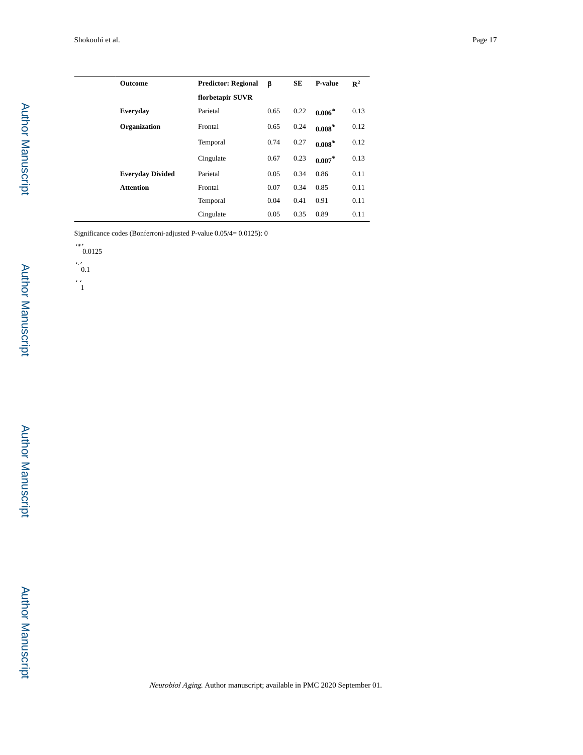| Outcome | Predictor: Regional florbetapir SUVR | β | SE | P-value | $R^2$ |
|---|---|---|---|---|---|
| **Everyday Organization** | Parietal | 0.65 | 0.22 | **0.006*** | 0.13 |
| | Frontal | 0.65 | 0.24 | **0.008*** | 0.12 |
| | Temporal | 0.74 | 0.27 | **0.008*** | 0.12 |
| | Cingulate | 0.67 | 0.23 | **0.007*** | 0.13 |
| **Everyday Divided Attention** | Parietal | 0.05 | 0.34 | 0.86 | 0.11 |
| | Frontal | 0.07 | 0.34 | 0.85 | 0.11 |
| | Temporal | 0.04 | 0.41 | 0.91 | 0.11 |
| | Cingulate | 0.05 | 0.35 | 0.89 | 0.11 |

Significance codes (Bonferroni-adjusted P-value 0.05/4= 0.0125): 0

'*' 0.0125

'.' 0.1

' ' 1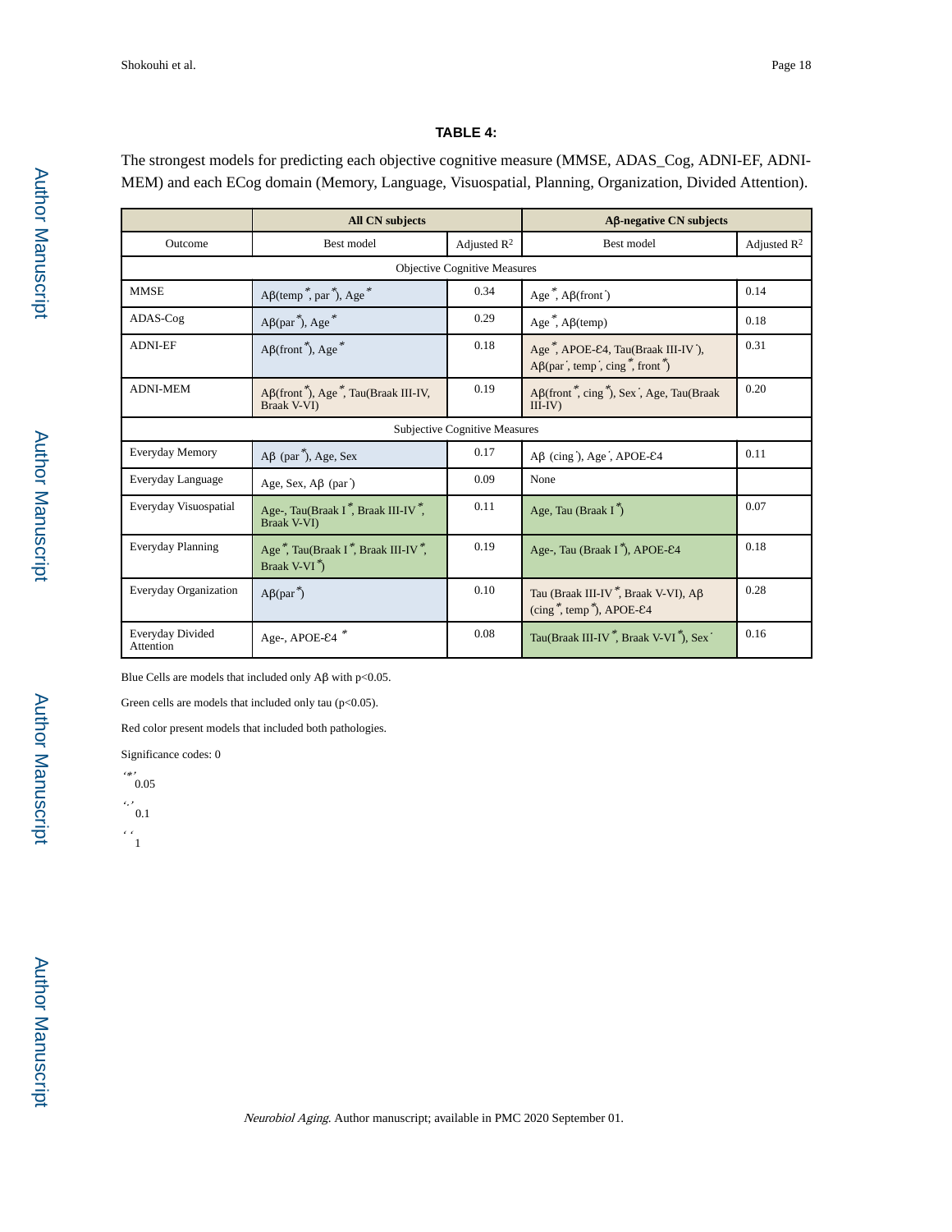### TABLE 4:

The strongest models for predicting each objective cognitive measure (MMSE, ADAS_Cog, ADNI-EF, ADNI-MEM) and each ECog domain (Memory, Language, Visuospatial, Planning, Organization, Divided Attention).

| | All CN subjects | | Aβ-negative CN subjects | |
|---|---|---|---|---|
| Outcome | Best model | Adjusted $R^2$ | Best model | Adjusted $R^2$ |
| Objective Cognitive Measures | | | | |
| MMSE | Aβ(temp*, par*), Age* | 0.34 | Age*, Aβ(front˙) | 0.14 |
| ADAS-Cog | Aβ(par*), Age* | 0.29 | Age*, Aβ(temp) | 0.18 |
| ADNI-EF | Aβ(front*), Age* | 0.18 | Age*, APOE-Ɛ4, Tau(Braak III-IV˙), Aβ(par˙, temp˙, cing*, front*) | 0.31 |
| ADNI-MEM | Aβ(front*), Age*, Tau(Braak III-IV, Braak V-VI) | 0.19 | Aβ(front*, cing*), Sex˙, Age, Tau(Braak III-IV) | 0.20 |
| Subjective Cognitive Measures | | | | |
| Everyday Memory | Aβ (par*), Age, Sex | 0.17 | Aβ (cing˙), Age˙, APOE-Ɛ4 | 0.11 |
| Everyday Language | Age, Sex, Aβ (par˙) | 0.09 | None | |
| Everyday Visuospatial | Age-, Tau(Braak I*, Braak III-IV*, Braak V-VI) | 0.11 | Age, Tau (Braak I*) | 0.07 |
| Everyday Planning | Age*, Tau(Braak I*, Braak III-IV*, Braak V-VI*) | 0.19 | Age-, Tau (Braak I*), APOE-Ɛ4 | 0.18 |
| Everyday Organization | Aβ(par*) | 0.10 | Tau (Braak III-IV*, Braak V-VI), Aβ (cing*, temp*), APOE-Ɛ4 | 0.28 |
| Everyday Divided Attention | Age-, APOE-Ɛ4 * | 0.08 | Tau(Braak III-IV*, Braak V-VI*), Sex˙ | 0.16 |

Blue Cells are models that included only Aβ with p<0.05.

Green cells are models that included only tau (p<0.05).

Red color present models that included both pathologies.

Significance codes: 0

'*'
0.05

'.'
0.1

' '
1